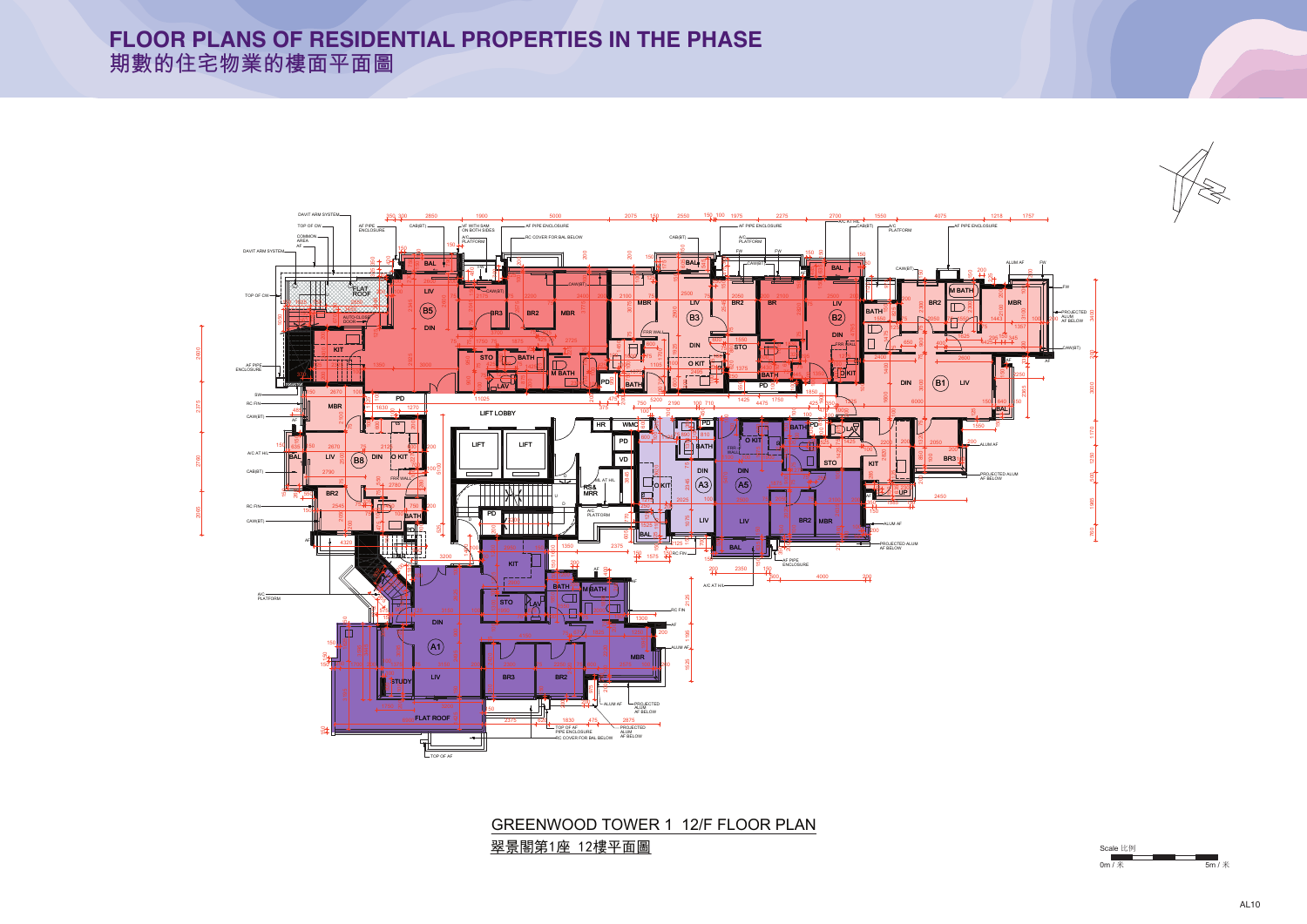# FLOOR PLANS OF RESIDENTIAL PROPERTIES IN THE PHASE
# 期數的住宅物業的樓面平面圖

GREENWOOD TOWER 1 12/F FLOOR PLAN

翠景閣第1座 12樓平面圖

Scale 比例

0m / 米

5m / 米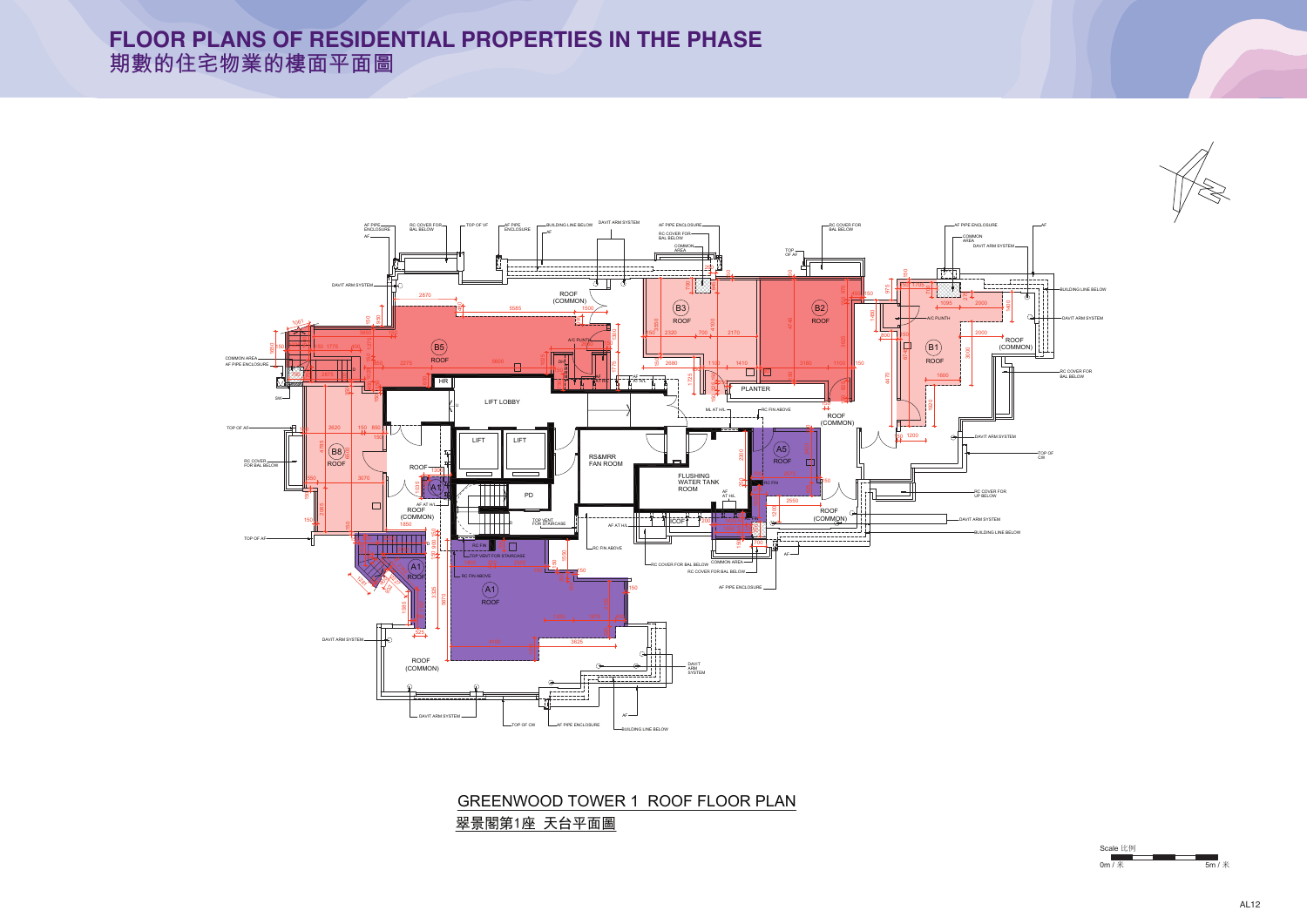# FLOOR PLANS OF RESIDENTIAL PROPERTIES IN THE PHASE
# 期數的住宅物業的樓面平面圖

GREENWOOD TOWER 1 ROOF FLOOR PLAN

翠景閣第1座 天台平面圖

Scale 比例

0m / 米 5m / 米